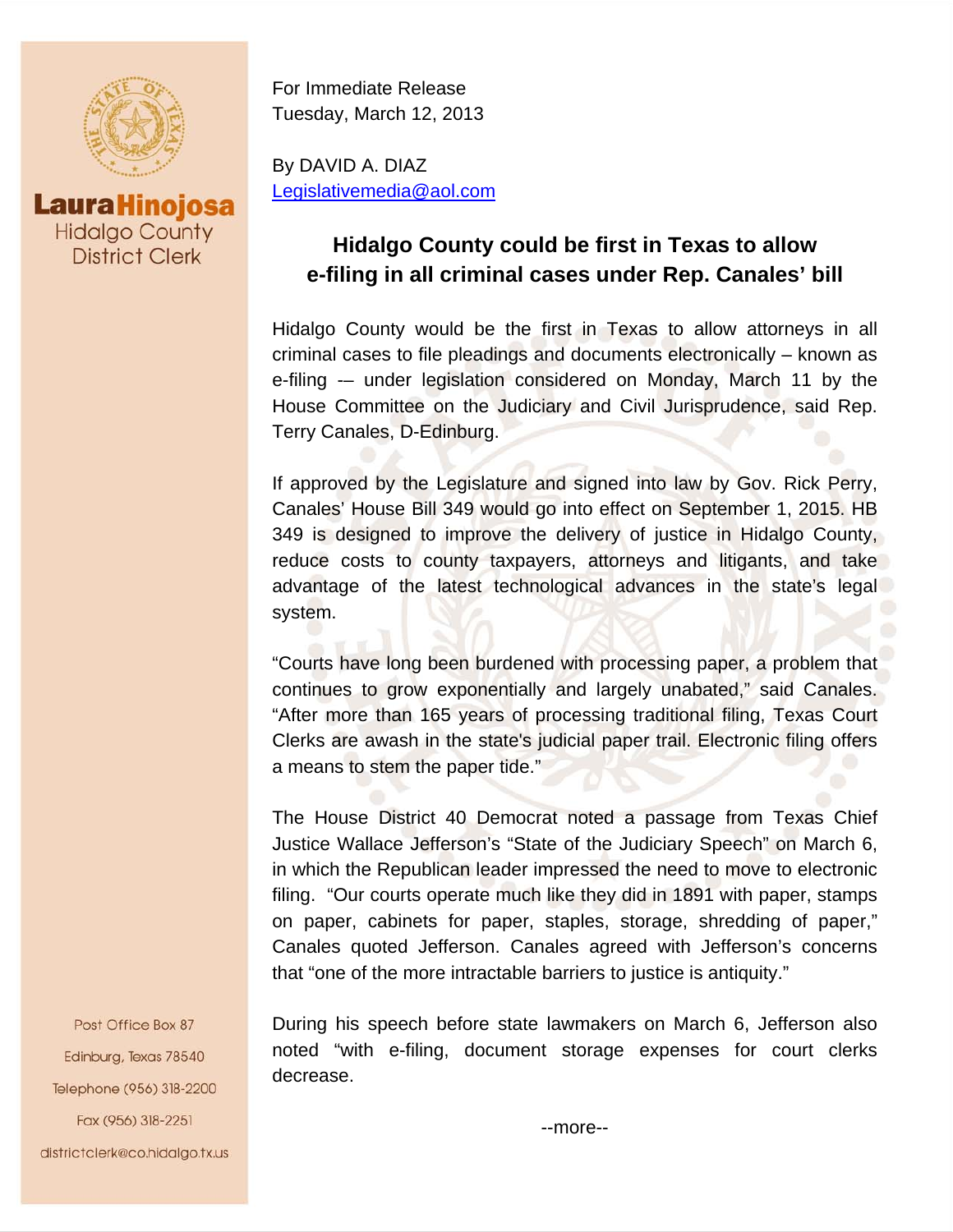**Laura Hinojosa**
Hidalgo County
District Clerk

Post Office Box 87
Edinburg, Texas 78540
Telephone (956) 318-2200
Fax (956) 318-2251
districtclerk@co.hidalgo.tx.us

For Immediate Release
Tuesday, March 12, 2013

By DAVID A. DIAZ
Legislativemedia@aol.com

## Hidalgo County could be first in Texas to allow e-filing in all criminal cases under Rep. Canales' bill

Hidalgo County would be the first in Texas to allow attorneys in all criminal cases to file pleadings and documents electronically – known as e-filing -– under legislation considered on Monday, March 11 by the House Committee on the Judiciary and Civil Jurisprudence, said Rep. Terry Canales, D-Edinburg.

If approved by the Legislature and signed into law by Gov. Rick Perry, Canales' House Bill 349 would go into effect on September 1, 2015. HB 349 is designed to improve the delivery of justice in Hidalgo County, reduce costs to county taxpayers, attorneys and litigants, and take advantage of the latest technological advances in the state's legal system.

"Courts have long been burdened with processing paper, a problem that continues to grow exponentially and largely unabated," said Canales. "After more than 165 years of processing traditional filing, Texas Court Clerks are awash in the state's judicial paper trail. Electronic filing offers a means to stem the paper tide."

The House District 40 Democrat noted a passage from Texas Chief Justice Wallace Jefferson's "State of the Judiciary Speech" on March 6, in which the Republican leader impressed the need to move to electronic filing. "Our courts operate much like they did in 1891 with paper, stamps on paper, cabinets for paper, staples, storage, shredding of paper," Canales quoted Jefferson. Canales agreed with Jefferson's concerns that "one of the more intractable barriers to justice is antiquity."

During his speech before state lawmakers on March 6, Jefferson also noted "with e-filing, document storage expenses for court clerks decrease.

--more--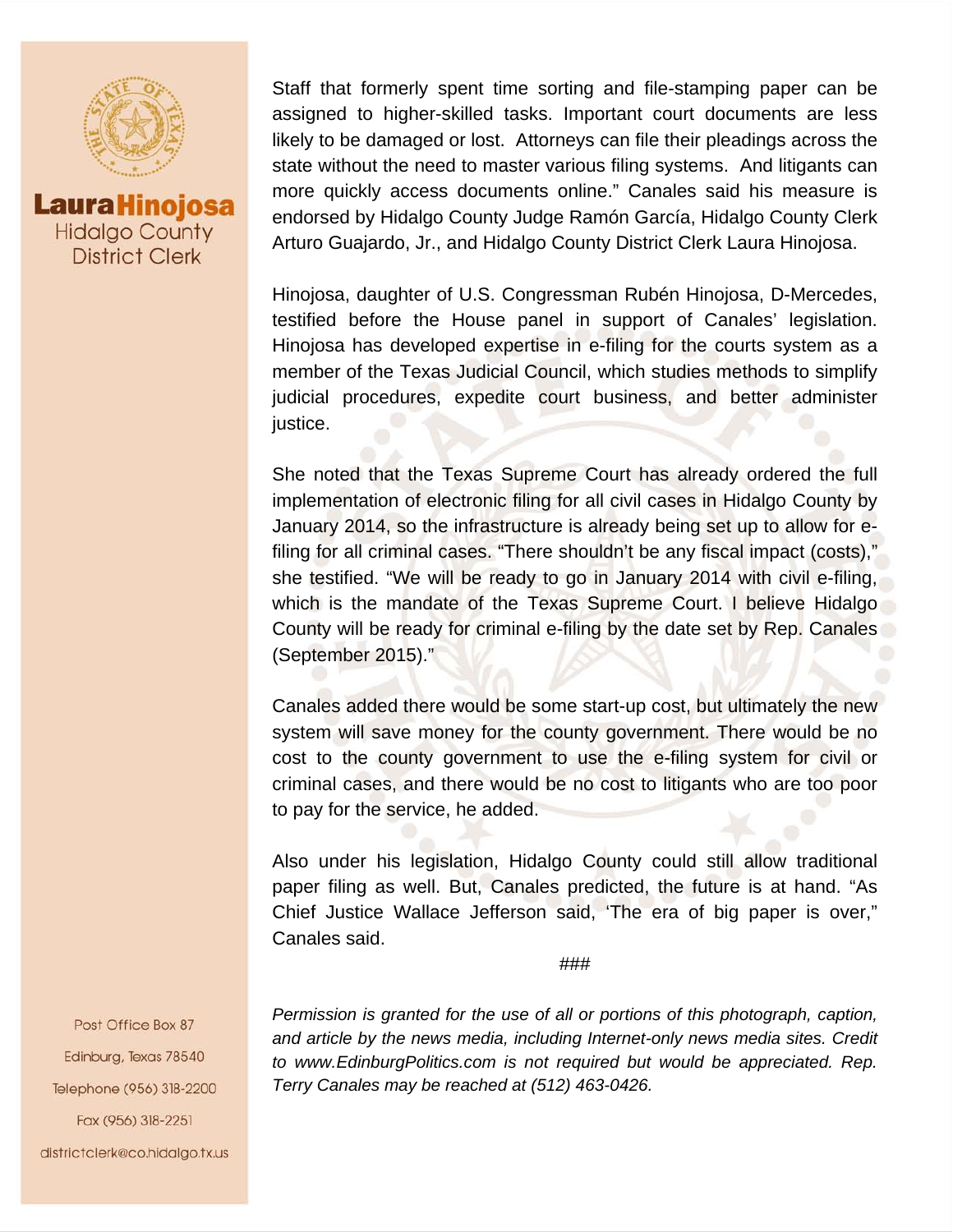**Laura Hinojosa**
Hidalgo County
District Clerk

Staff that formerly spent time sorting and file-stamping paper can be assigned to higher-skilled tasks. Important court documents are less likely to be damaged or lost. Attorneys can file their pleadings across the state without the need to master various filing systems. And litigants can more quickly access documents online." Canales said his measure is endorsed by Hidalgo County Judge Ramón García, Hidalgo County Clerk Arturo Guajardo, Jr., and Hidalgo County District Clerk Laura Hinojosa.

Hinojosa, daughter of U.S. Congressman Rubén Hinojosa, D-Mercedes, testified before the House panel in support of Canales' legislation. Hinojosa has developed expertise in e-filing for the courts system as a member of the Texas Judicial Council, which studies methods to simplify judicial procedures, expedite court business, and better administer justice.

She noted that the Texas Supreme Court has already ordered the full implementation of electronic filing for all civil cases in Hidalgo County by January 2014, so the infrastructure is already being set up to allow for e-filing for all criminal cases. "There shouldn't be any fiscal impact (costs)," she testified. "We will be ready to go in January 2014 with civil e-filing, which is the mandate of the Texas Supreme Court. I believe Hidalgo County will be ready for criminal e-filing by the date set by Rep. Canales (September 2015)."

Canales added there would be some start-up cost, but ultimately the new system will save money for the county government. There would be no cost to the county government to use the e-filing system for civil or criminal cases, and there would be no cost to litigants who are too poor to pay for the service, he added.

Also under his legislation, Hidalgo County could still allow traditional paper filing as well. But, Canales predicted, the future is at hand. "As Chief Justice Wallace Jefferson said, 'The era of big paper is over," Canales said.

###

*Permission is granted for the use of all or portions of this photograph, caption, and article by the news media, including Internet-only news media sites. Credit to www.EdinburgPolitics.com is not required but would be appreciated. Rep. Terry Canales may be reached at (512) 463-0426.*

Post Office Box 87
Edinburg, Texas 78540
Telephone (956) 318-2200
Fax (956) 318-2251
districtclerk@co.hidalgo.tx.us